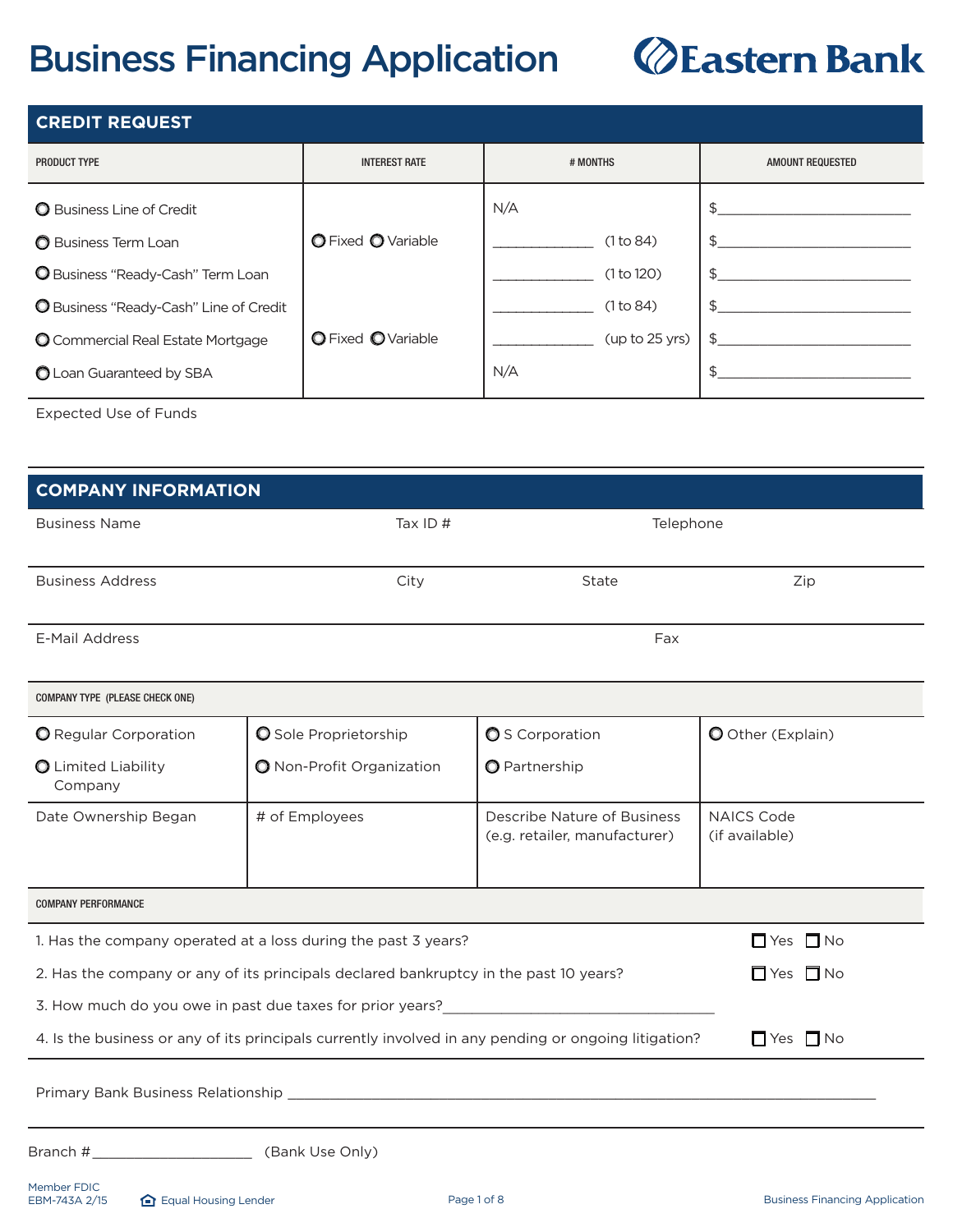# Business Financing Application

Eastern Bank

## CREDIT REQUEST

| PRODUCT TYPE | INTEREST RATE | # MONTHS | AMOUNT REQUESTED |
|---|---|---|---|
| ○ Business Line of Credit | | N/A | $____________________ |
| ○ Business Term Loan | ○ Fixed ○ Variable | __________ (1 to 84) | $____________________ |
| ○ Business "Ready-Cash" Term Loan | | __________ (1 to 120) | $____________________ |
| ○ Business "Ready-Cash" Line of Credit | | __________ (1 to 84) | $____________________ |
| ○ Commercial Real Estate Mortgage | ○ Fixed ○ Variable | __________ (up to 25 yrs) | $____________________ |
| ○ Loan Guaranteed by SBA | | N/A | $____________________ |

Expected Use of Funds

## COMPANY INFORMATION

| Business Name | Tax ID # | Telephone | |
|---|---|---|---|
| **Business Address** | **City** | **State** | **Zip** |
| **E-Mail Address** | | **Fax** | |

**COMPANY TYPE (PLEASE CHECK ONE)**

| | | | |
|---|---|---|---|
| ○ Regular Corporation | ○ Sole Proprietorship | ○ S Corporation | ○ Other (Explain) |
| ○ Limited Liability Company | ○ Non-Profit Organization | ○ Partnership | |
| Date Ownership Began | # of Employees | Describe Nature of Business (e.g. retailer, manufacturer) | NAICS Code (if available) |

**COMPANY PERFORMANCE**

1. Has the company operated at a loss during the past 3 years? ☐ Yes ☐ No
2. Has the company or any of its principals declared bankruptcy in the past 10 years? ☐ Yes ☐ No
3. How much do you owe in past due taxes for prior years?______________________________
4. Is the business or any of its principals currently involved in any pending or ongoing litigation? ☐ Yes ☐ No

Primary Bank Business Relationship ____________________________________________________________

Branch #__________________ (Bank Use Only)

Member FDIC
EBM-743A 2/15
Equal Housing Lender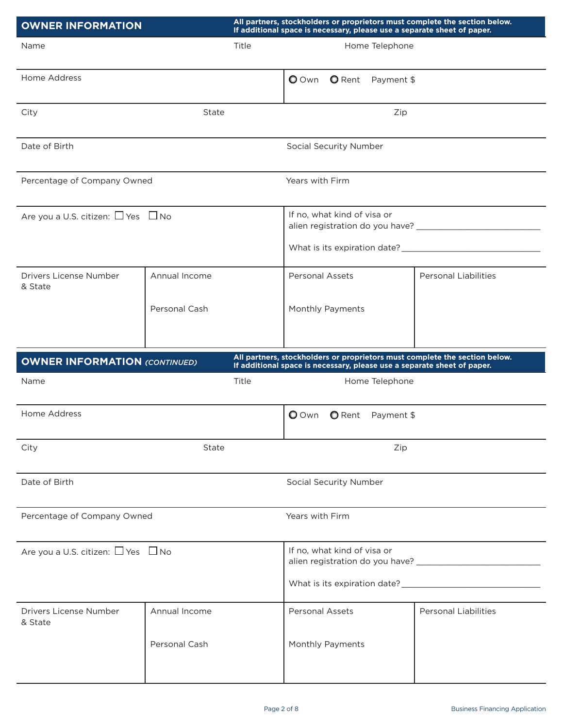## OWNER INFORMATION

**All partners, stockholders or proprietors must complete the section below. If additional space is necessary, please use a separate sheet of paper.**

Name

Title

Home Telephone

Home Address

○ Own ○ Rent Payment $

City

State

Zip

Date of Birth

Social Security Number

Percentage of Company Owned

Years with Firm

Are you a U.S. citizen: ☐ Yes ☐ No

If no, what kind of visa or alien registration do you have? ___________________________

What is its expiration date? ______________________________

| Drivers License Number & State | Annual Income | Personal Assets | Personal Liabilities |
|---|---|---|---|
| | Personal Cash | Monthly Payments | |

## OWNER INFORMATION *(CONTINUED)*

**All partners, stockholders or proprietors must complete the section below. If additional space is necessary, please use a separate sheet of paper.**

Name

Title

Home Telephone

Home Address

○ Own ○ Rent Payment $

City

State

Zip

Date of Birth

Social Security Number

Percentage of Company Owned

Years with Firm

Are you a U.S. citizen: ☐ Yes ☐ No

If no, what kind of visa or alien registration do you have? ___________________________

What is its expiration date? ______________________________

| Drivers License Number & State | Annual Income | Personal Assets | Personal Liabilities |
|---|---|---|---|
| | Personal Cash | Monthly Payments | |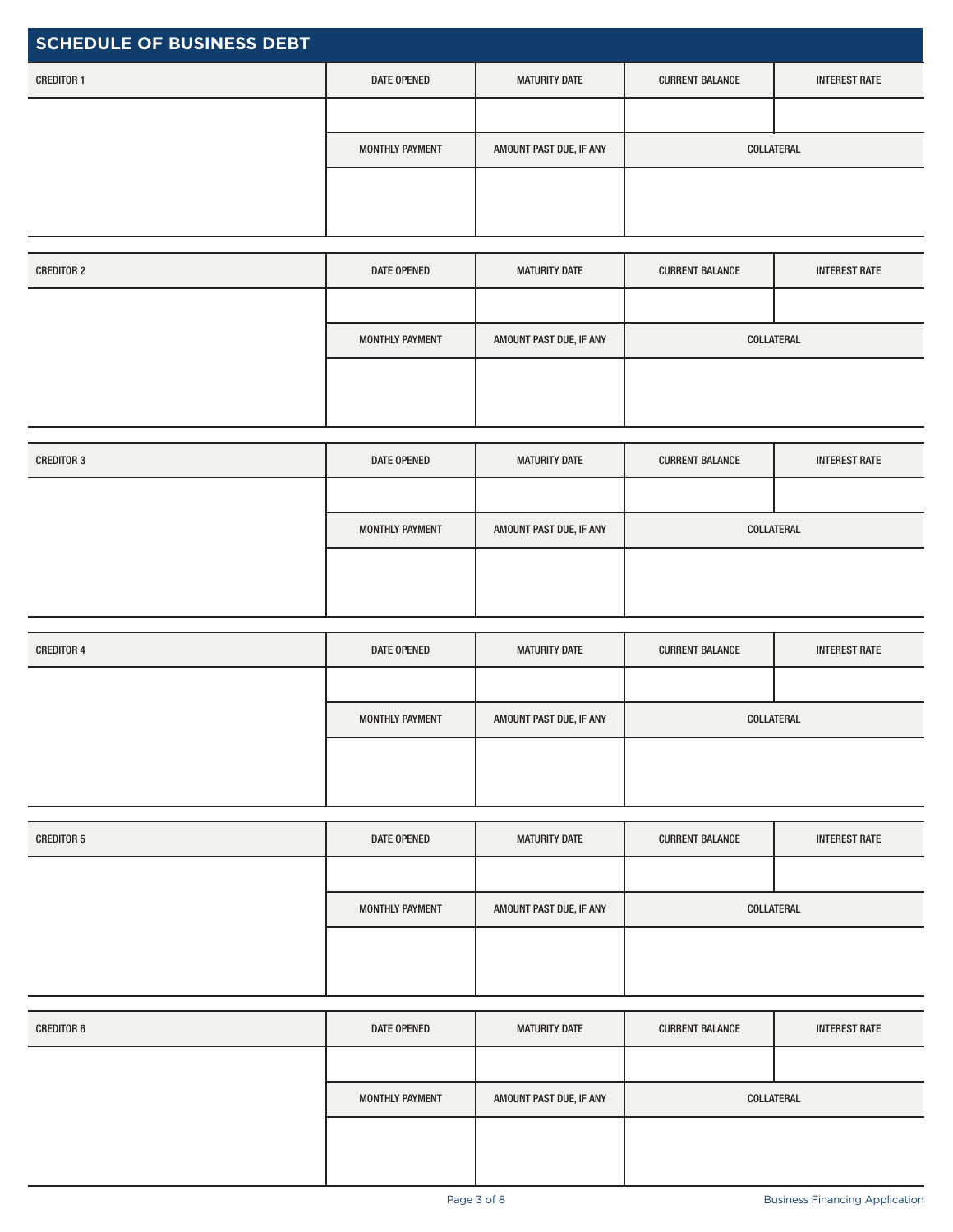## SCHEDULE OF BUSINESS DEBT

| CREDITOR 1 | DATE OPENED | MATURITY DATE | CURRENT BALANCE | INTEREST RATE |
|---|---|---|---|---|
| | | | | |
| | MONTHLY PAYMENT | AMOUNT PAST DUE, IF ANY | COLLATERAL | |
| | | | | |

| CREDITOR 2 | DATE OPENED | MATURITY DATE | CURRENT BALANCE | INTEREST RATE |
|---|---|---|---|---|
| | | | | |
| | MONTHLY PAYMENT | AMOUNT PAST DUE, IF ANY | COLLATERAL | |
| | | | | |

| CREDITOR 3 | DATE OPENED | MATURITY DATE | CURRENT BALANCE | INTEREST RATE |
|---|---|---|---|---|
| | | | | |
| | MONTHLY PAYMENT | AMOUNT PAST DUE, IF ANY | COLLATERAL | |
| | | | | |

| CREDITOR 4 | DATE OPENED | MATURITY DATE | CURRENT BALANCE | INTEREST RATE |
|---|---|---|---|---|
| | | | | |
| | MONTHLY PAYMENT | AMOUNT PAST DUE, IF ANY | COLLATERAL | |
| | | | | |

| CREDITOR 5 | DATE OPENED | MATURITY DATE | CURRENT BALANCE | INTEREST RATE |
|---|---|---|---|---|
| | | | | |
| | MONTHLY PAYMENT | AMOUNT PAST DUE, IF ANY | COLLATERAL | |
| | | | | |

| CREDITOR 6 | DATE OPENED | MATURITY DATE | CURRENT BALANCE | INTEREST RATE |
|---|---|---|---|---|
| | | | | |
| | MONTHLY PAYMENT | AMOUNT PAST DUE, IF ANY | COLLATERAL | |
| | | | | |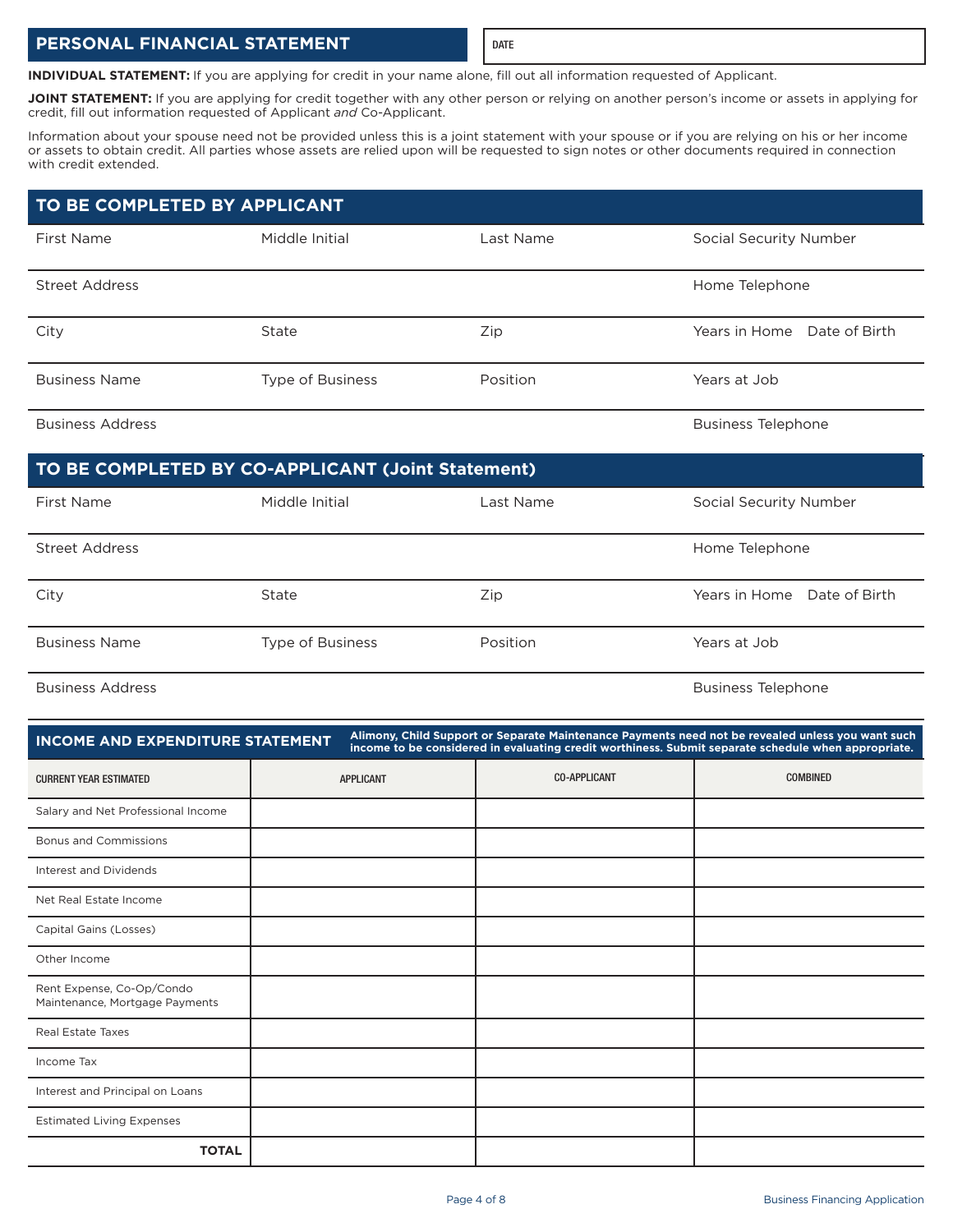## PERSONAL FINANCIAL STATEMENT

DATE

**INDIVIDUAL STATEMENT:** If you are applying for credit in your name alone, fill out all information requested of Applicant.

**JOINT STATEMENT:** If you are applying for credit together with any other person or relying on another person's income or assets in applying for credit, fill out information requested of Applicant *and* Co-Applicant.

Information about your spouse need not be provided unless this is a joint statement with your spouse or if you are relying on his or her income or assets to obtain credit. All parties whose assets are relied upon will be requested to sign notes or other documents required in connection with credit extended.

## TO BE COMPLETED BY APPLICANT

| First Name | Middle Initial | Last Name | Social Security Number |
|---|---|---|---|
| Street Address | | | Home Telephone |
| City | State | Zip | Years in Home    Date of Birth |
| Business Name | Type of Business | Position | Years at Job |
| Business Address | | | Business Telephone |

## TO BE COMPLETED BY CO-APPLICANT (Joint Statement)

| First Name | Middle Initial | Last Name | Social Security Number |
|---|---|---|---|
| Street Address | | | Home Telephone |
| City | State | Zip | Years in Home    Date of Birth |
| Business Name | Type of Business | Position | Years at Job |
| Business Address | | | Business Telephone |

## INCOME AND EXPENDITURE STATEMENT

**Alimony, Child Support or Separate Maintenance Payments need not be revealed unless you want such income to be considered in evaluating credit worthiness. Submit separate schedule when appropriate.**

| CURRENT YEAR ESTIMATED | APPLICANT | CO-APPLICANT | COMBINED |
|---|---|---|---|
| Salary and Net Professional Income | | | |
| Bonus and Commissions | | | |
| Interest and Dividends | | | |
| Net Real Estate Income | | | |
| Capital Gains (Losses) | | | |
| Other Income | | | |
| Rent Expense, Co-Op/Condo Maintenance, Mortgage Payments | | | |
| Real Estate Taxes | | | |
| Income Tax | | | |
| Interest and Principal on Loans | | | |
| Estimated Living Expenses | | | |
| **TOTAL** | | | |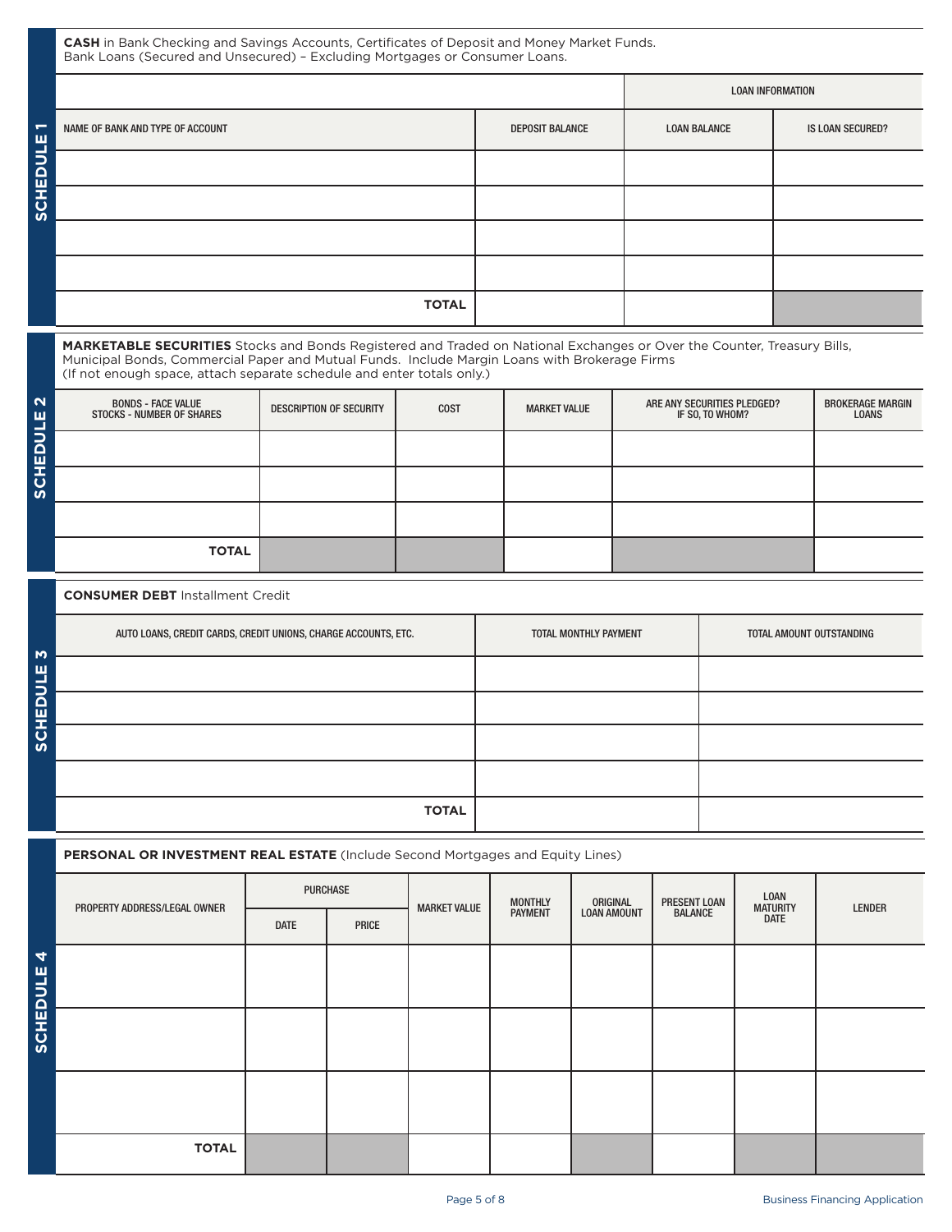## SCHEDULE 1

**CASH** in Bank Checking and Savings Accounts, Certificates of Deposit and Money Market Funds.
Bank Loans (Secured and Unsecured) – Excluding Mortgages or Consumer Loans.

| | | LOAN INFORMATION | |
|---|---|---|---|
| NAME OF BANK AND TYPE OF ACCOUNT | DEPOSIT BALANCE | LOAN BALANCE | IS LOAN SECURED? |
| | | | |
| | | | |
| | | | |
| | | | |
| **TOTAL** | | | |

## SCHEDULE 2

**MARKETABLE SECURITIES** Stocks and Bonds Registered and Traded on National Exchanges or Over the Counter, Treasury Bills, Municipal Bonds, Commercial Paper and Mutual Funds. Include Margin Loans with Brokerage Firms
(If not enough space, attach separate schedule and enter totals only.)

| BONDS - FACE VALUE STOCKS - NUMBER OF SHARES | DESCRIPTION OF SECURITY | COST | MARKET VALUE | ARE ANY SECURITIES PLEDGED? IF SO, TO WHOM? | BROKERAGE MARGIN LOANS |
|---|---|---|---|---|---|
| | | | | | |
| | | | | | |
| | | | | | |
| **TOTAL** | | | | | |

## SCHEDULE 3

**CONSUMER DEBT** Installment Credit

| AUTO LOANS, CREDIT CARDS, CREDIT UNIONS, CHARGE ACCOUNTS, ETC. | TOTAL MONTHLY PAYMENT | TOTAL AMOUNT OUTSTANDING |
|---|---|---|
| | | |
| | | |
| | | |
| | | |
| **TOTAL** | | |

## SCHEDULE 4

**PERSONAL OR INVESTMENT REAL ESTATE** (Include Second Mortgages and Equity Lines)

| PROPERTY ADDRESS/LEGAL OWNER | PURCHASE | | MARKET VALUE | MONTHLY PAYMENT | ORIGINAL LOAN AMOUNT | PRESENT LOAN BALANCE | LOAN MATURITY DATE | LENDER |
|---|---|---|---|---|---|---|---|---|
| | DATE | PRICE | | | | | | |
| | | | | | | | | |
| | | | | | | | | |
| | | | | | | | | |
| **TOTAL** | | | | | | | | |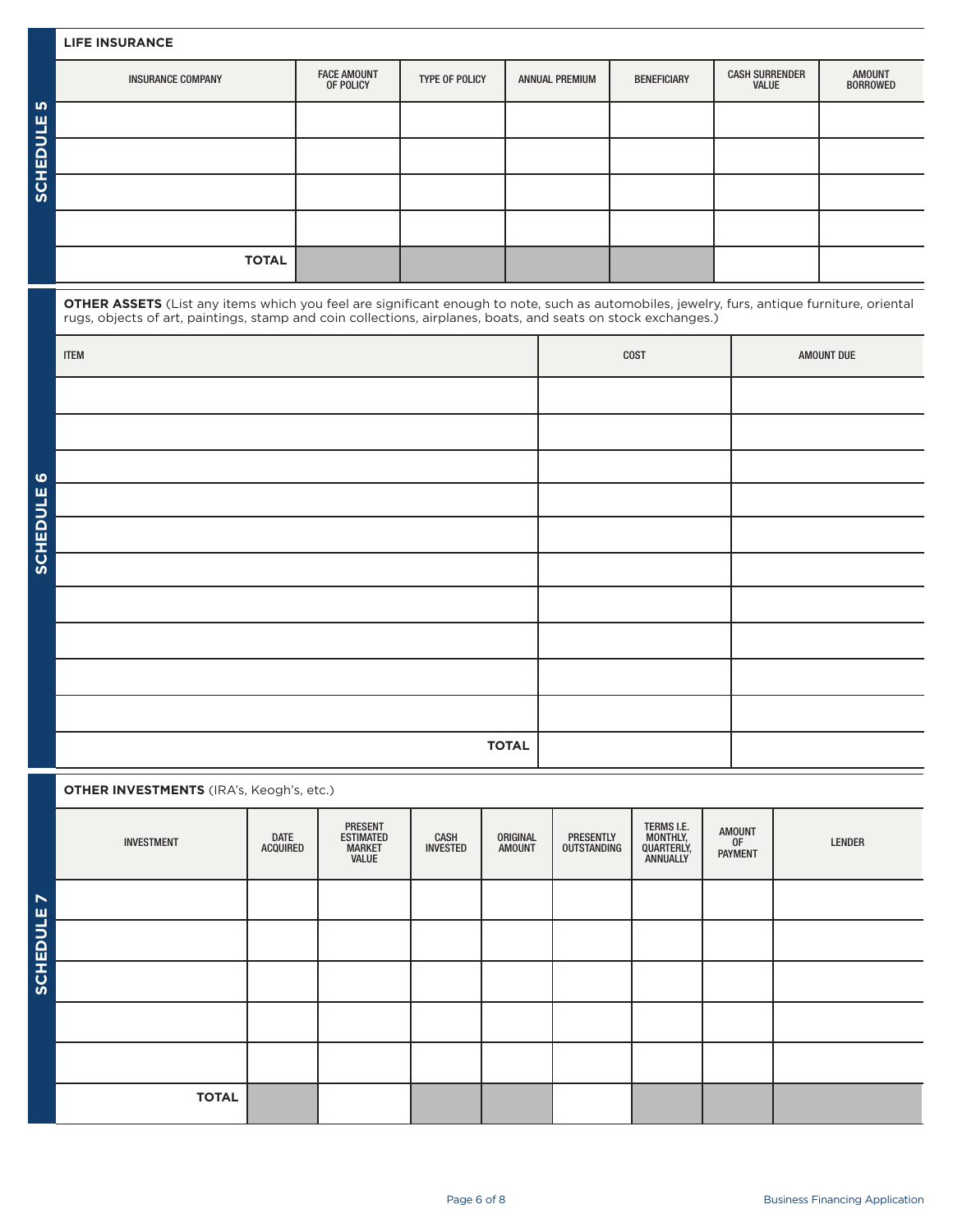## SCHEDULE 5

### LIFE INSURANCE

| INSURANCE COMPANY | FACE AMOUNT OF POLICY | TYPE OF POLICY | ANNUAL PREMIUM | BENEFICIARY | CASH SURRENDER VALUE | AMOUNT BORROWED |
|---|---|---|---|---|---|---|
| | | | | | | |
| | | | | | | |
| | | | | | | |
| | | | | | | |
| **TOTAL** | | | | | | |

## SCHEDULE 6

**OTHER ASSETS** (List any items which you feel are significant enough to note, such as automobiles, jewelry, furs, antique furniture, oriental rugs, objects of art, paintings, stamp and coin collections, airplanes, boats, and seats on stock exchanges.)

| ITEM | COST | AMOUNT DUE |
|---|---|---|
| | | |
| | | |
| | | |
| | | |
| | | |
| | | |
| | | |
| | | |
| | | |
| | | |
| **TOTAL** | | |

## SCHEDULE 7

**OTHER INVESTMENTS** (IRA's, Keogh's, etc.)

| INVESTMENT | DATE ACQUIRED | PRESENT ESTIMATED MARKET VALUE | CASH INVESTED | ORIGINAL AMOUNT | PRESENTLY OUTSTANDING | TERMS I.E. MONTHLY, QUARTERLY, ANNUALLY | AMOUNT OF PAYMENT | LENDER |
|---|---|---|---|---|---|---|---|---|
| | | | | | | | | |
| | | | | | | | | |
| | | | | | | | | |
| | | | | | | | | |
| | | | | | | | | |
| **TOTAL** | | | | | | | | |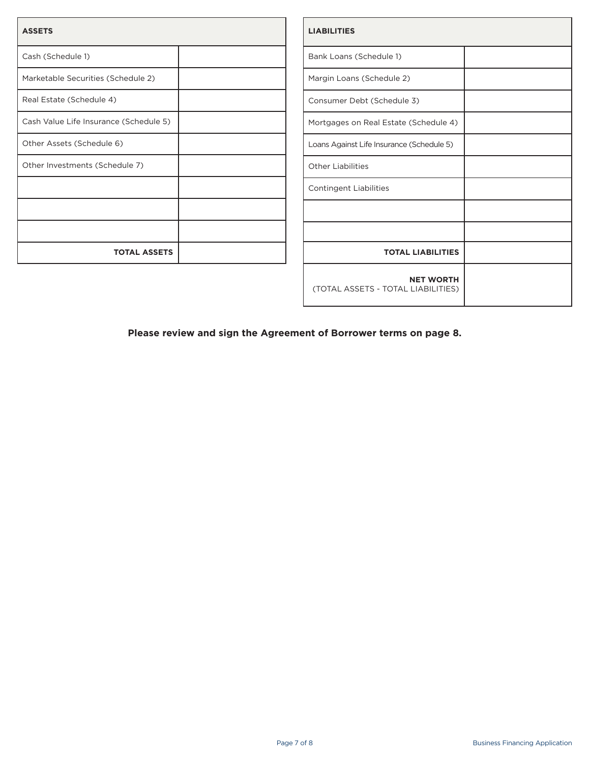| ASSETS | |
|---|---|
| Cash (Schedule 1) | |
| Marketable Securities (Schedule 2) | |
| Real Estate (Schedule 4) | |
| Cash Value Life Insurance (Schedule 5) | |
| Other Assets (Schedule 6) | |
| Other Investments (Schedule 7) | |
| | |
| | |
| | |
| **TOTAL ASSETS** | |

| LIABILITIES | |
|---|---|
| Bank Loans (Schedule 1) | |
| Margin Loans (Schedule 2) | |
| Consumer Debt (Schedule 3) | |
| Mortgages on Real Estate (Schedule 4) | |
| Loans Against Life Insurance (Schedule 5) | |
| Other Liabilities | |
| Contingent Liabilities | |
| | |
| | |
| **TOTAL LIABILITIES** | |
| **NET WORTH** (TOTAL ASSETS - TOTAL LIABILITIES) | |

**Please review and sign the Agreement of Borrower terms on page 8.**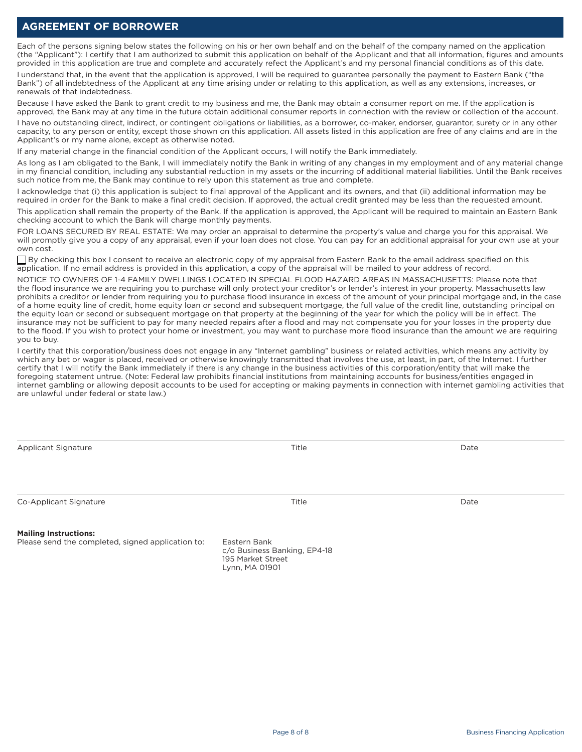## AGREEMENT OF BORROWER

Each of the persons signing below states the following on his or her own behalf and on the behalf of the company named on the application (the "Applicant"): I certify that I am authorized to submit this application on behalf of the Applicant and that all information, figures and amounts provided in this application are true and complete and accurately refect the Applicant's and my personal financial conditions as of this date.

I understand that, in the event that the application is approved, I will be required to guarantee personally the payment to Eastern Bank ("the Bank") of all indebtedness of the Applicant at any time arising under or relating to this application, as well as any extensions, increases, or renewals of that indebtedness.

Because I have asked the Bank to grant credit to my business and me, the Bank may obtain a consumer report on me. If the application is approved, the Bank may at any time in the future obtain additional consumer reports in connection with the review or collection of the account.

I have no outstanding direct, indirect, or contingent obligations or liabilities, as a borrower, co-maker, endorser, guarantor, surety or in any other capacity, to any person or entity, except those shown on this application. All assets listed in this application are free of any claims and are in the Applicant's or my name alone, except as otherwise noted.

If any material change in the financial condition of the Applicant occurs, I will notify the Bank immediately.

As long as I am obligated to the Bank, I will immediately notify the Bank in writing of any changes in my employment and of any material change in my financial condition, including any substantial reduction in my assets or the incurring of additional material liabilities. Until the Bank receives such notice from me, the Bank may continue to rely upon this statement as true and complete.

I acknowledge that (i) this application is subject to final approval of the Applicant and its owners, and that (ii) additional information may be required in order for the Bank to make a final credit decision. If approved, the actual credit granted may be less than the requested amount.

This application shall remain the property of the Bank. If the application is approved, the Applicant will be required to maintain an Eastern Bank checking account to which the Bank will charge monthly payments.

FOR LOANS SECURED BY REAL ESTATE: We may order an appraisal to determine the property's value and charge you for this appraisal. We will promptly give you a copy of any appraisal, even if your loan does not close. You can pay for an additional appraisal for your own use at your own cost.

☐ By checking this box I consent to receive an electronic copy of my appraisal from Eastern Bank to the email address specified on this application. If no email address is provided in this application, a copy of the appraisal will be mailed to your address of record.

NOTICE TO OWNERS OF 1-4 FAMILY DWELLINGS LOCATED IN SPECIAL FLOOD HAZARD AREAS IN MASSACHUSETTS: Please note that the flood insurance we are requiring you to purchase will only protect your creditor's or lender's interest in your property. Massachusetts law prohibits a creditor or lender from requiring you to purchase flood insurance in excess of the amount of your principal mortgage and, in the case of a home equity line of credit, home equity loan or second and subsequent mortgage, the full value of the credit line, outstanding principal on the equity loan or second or subsequent mortgage on that property at the beginning of the year for which the policy will be in effect. The insurance may not be sufficient to pay for many needed repairs after a flood and may not compensate you for your losses in the property due to the flood. If you wish to protect your home or investment, you may want to purchase more flood insurance than the amount we are requiring you to buy.

I certify that this corporation/business does not engage in any "Internet gambling" business or related activities, which means any activity by which any bet or wager is placed, received or otherwise knowingly transmitted that involves the use, at least, in part, of the Internet. I further certify that I will notify the Bank immediately if there is any change in the business activities of this corporation/entity that will make the foregoing statement untrue. (Note: Federal law prohibits financial institutions from maintaining accounts for business/entities engaged in internet gambling or allowing deposit accounts to be used for accepting or making payments in connection with internet gambling activities that are unlawful under federal or state law.)

| Applicant Signature | Title | Date |
|---|---|---|
| | | |

| Co-Applicant Signature | Title | Date |
|---|---|---|
| | | |

**Mailing Instructions:**

Please send the completed, signed application to:

Eastern Bank
c/o Business Banking, EP4-18
195 Market Street
Lynn, MA 01901